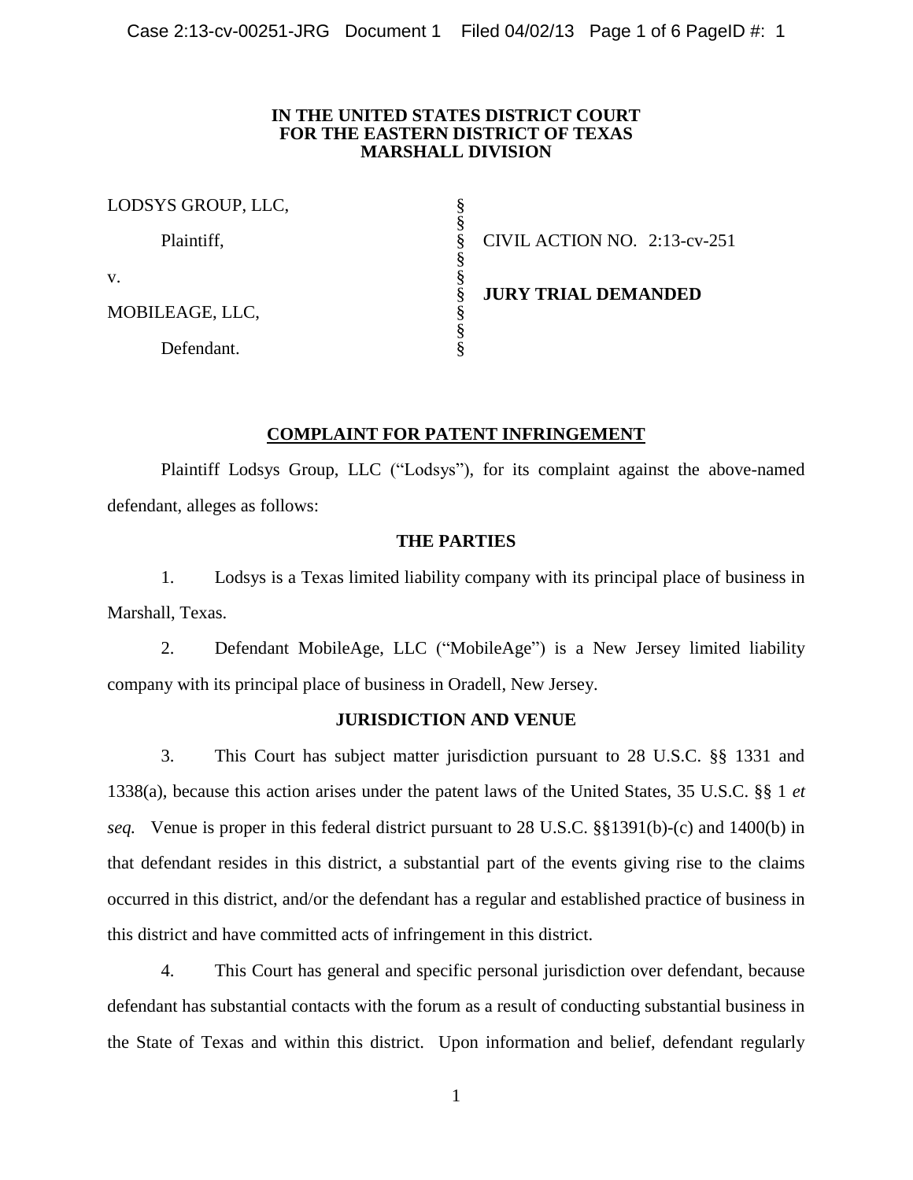**IN THE UNITED STATES DISTRICT COURT**
**FOR THE EASTERN DISTRICT OF TEXAS**
**MARSHALL DIVISION**

| | | |
|---|---|---|
| LODSYS GROUP, LLC, | § | |
| Plaintiff, | § | CIVIL ACTION NO. 2:13-cv-251 |
| v. | § | **JURY TRIAL DEMANDED** |
| MOBILEAGE, LLC, | § | |
| Defendant. | § | |

## COMPLAINT FOR PATENT INFRINGEMENT

Plaintiff Lodsys Group, LLC ("Lodsys"), for its complaint against the above-named defendant, alleges as follows:

### THE PARTIES

1. Lodsys is a Texas limited liability company with its principal place of business in Marshall, Texas.

2. Defendant MobileAge, LLC ("MobileAge") is a New Jersey limited liability company with its principal place of business in Oradell, New Jersey.

### JURISDICTION AND VENUE

3. This Court has subject matter jurisdiction pursuant to 28 U.S.C. §§ 1331 and 1338(a), because this action arises under the patent laws of the United States, 35 U.S.C. §§ 1 *et seq.* Venue is proper in this federal district pursuant to 28 U.S.C. §§1391(b)-(c) and 1400(b) in that defendant resides in this district, a substantial part of the events giving rise to the claims occurred in this district, and/or the defendant has a regular and established practice of business in this district and have committed acts of infringement in this district.

4. This Court has general and specific personal jurisdiction over defendant, because defendant has substantial contacts with the forum as a result of conducting substantial business in the State of Texas and within this district. Upon information and belief, defendant regularly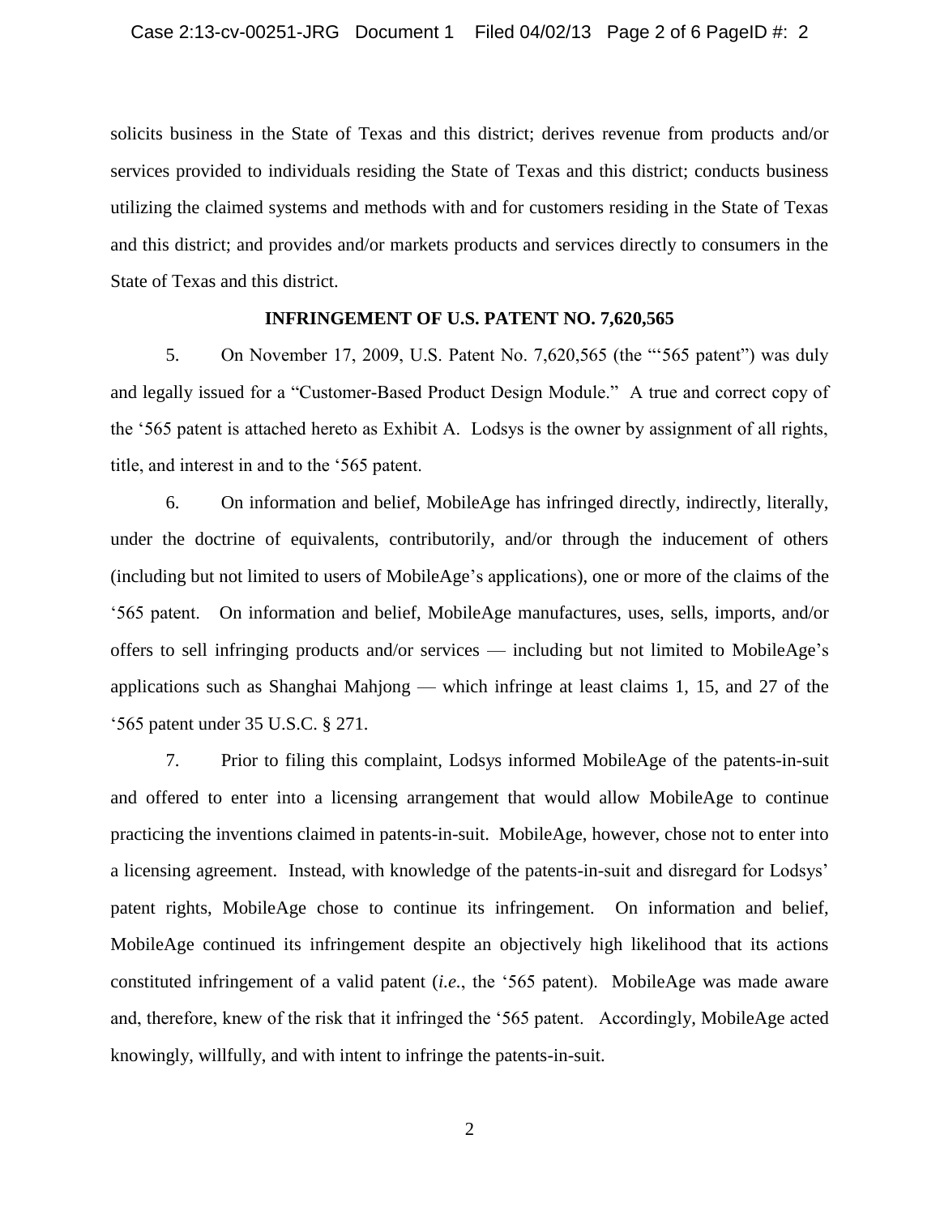solicits business in the State of Texas and this district; derives revenue from products and/or services provided to individuals residing the State of Texas and this district; conducts business utilizing the claimed systems and methods with and for customers residing in the State of Texas and this district; and provides and/or markets products and services directly to consumers in the State of Texas and this district.

**INFRINGEMENT OF U.S. PATENT NO. 7,620,565**

5. On November 17, 2009, U.S. Patent No. 7,620,565 (the "'565 patent") was duly and legally issued for a "Customer-Based Product Design Module." A true and correct copy of the '565 patent is attached hereto as Exhibit A. Lodsys is the owner by assignment of all rights, title, and interest in and to the '565 patent.

6. On information and belief, MobileAge has infringed directly, indirectly, literally, under the doctrine of equivalents, contributorily, and/or through the inducement of others (including but not limited to users of MobileAge's applications), one or more of the claims of the '565 patent. On information and belief, MobileAge manufactures, uses, sells, imports, and/or offers to sell infringing products and/or services — including but not limited to MobileAge's applications such as Shanghai Mahjong — which infringe at least claims 1, 15, and 27 of the '565 patent under 35 U.S.C. § 271.

7. Prior to filing this complaint, Lodsys informed MobileAge of the patents-in-suit and offered to enter into a licensing arrangement that would allow MobileAge to continue practicing the inventions claimed in patents-in-suit. MobileAge, however, chose not to enter into a licensing agreement. Instead, with knowledge of the patents-in-suit and disregard for Lodsys' patent rights, MobileAge chose to continue its infringement. On information and belief, MobileAge continued its infringement despite an objectively high likelihood that its actions constituted infringement of a valid patent (*i.e.*, the '565 patent). MobileAge was made aware and, therefore, knew of the risk that it infringed the '565 patent. Accordingly, MobileAge acted knowingly, willfully, and with intent to infringe the patents-in-suit.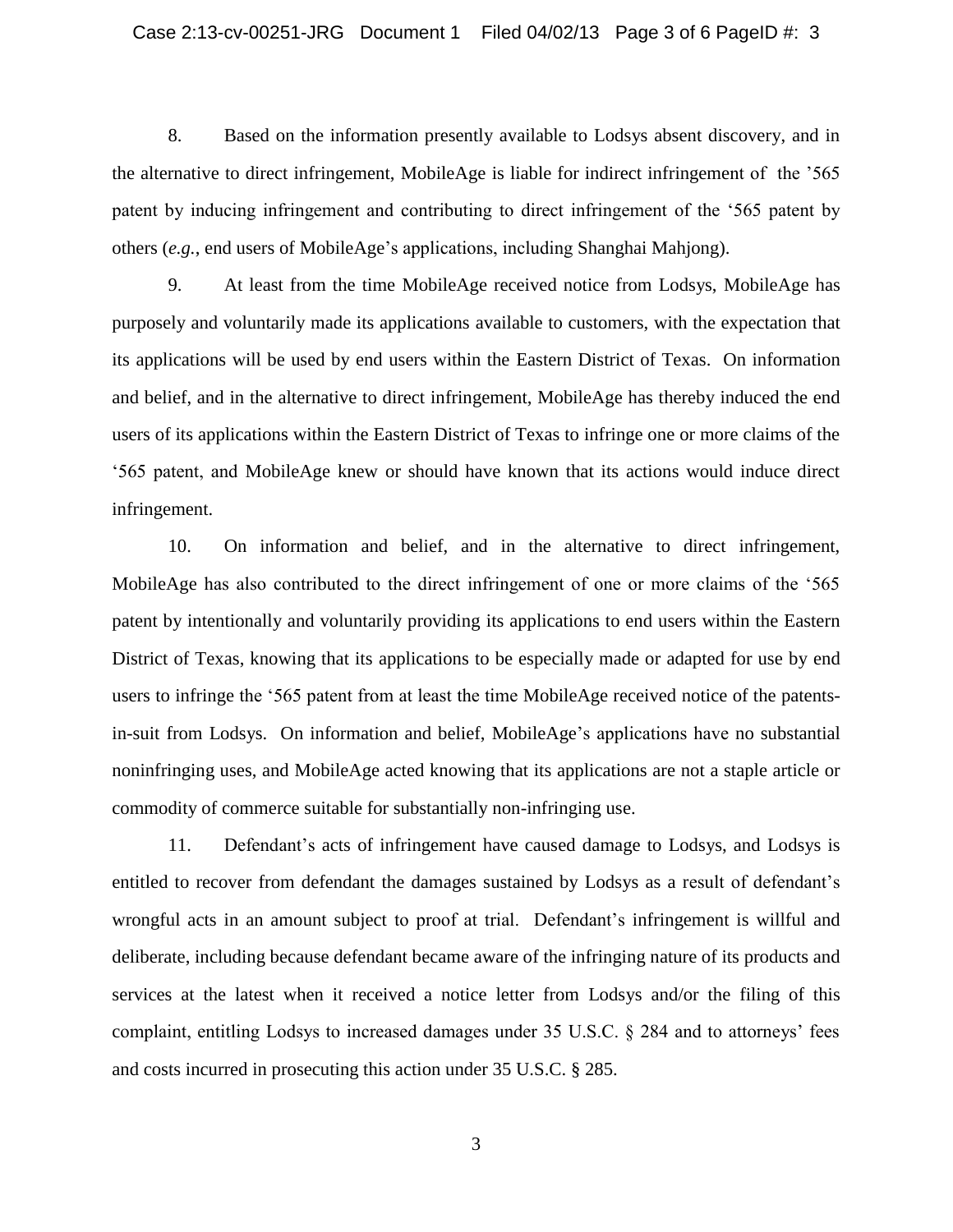8. Based on the information presently available to Lodsys absent discovery, and in the alternative to direct infringement, MobileAge is liable for indirect infringement of the ’565 patent by inducing infringement and contributing to direct infringement of the ‘565 patent by others (*e.g.*, end users of MobileAge’s applications, including Shanghai Mahjong).

9. At least from the time MobileAge received notice from Lodsys, MobileAge has purposely and voluntarily made its applications available to customers, with the expectation that its applications will be used by end users within the Eastern District of Texas. On information and belief, and in the alternative to direct infringement, MobileAge has thereby induced the end users of its applications within the Eastern District of Texas to infringe one or more claims of the ‘565 patent, and MobileAge knew or should have known that its actions would induce direct infringement.

10. On information and belief, and in the alternative to direct infringement, MobileAge has also contributed to the direct infringement of one or more claims of the ‘565 patent by intentionally and voluntarily providing its applications to end users within the Eastern District of Texas, knowing that its applications to be especially made or adapted for use by end users to infringe the ‘565 patent from at least the time MobileAge received notice of the patents-in-suit from Lodsys. On information and belief, MobileAge’s applications have no substantial noninfringing uses, and MobileAge acted knowing that its applications are not a staple article or commodity of commerce suitable for substantially non-infringing use.

11. Defendant’s acts of infringement have caused damage to Lodsys, and Lodsys is entitled to recover from defendant the damages sustained by Lodsys as a result of defendant’s wrongful acts in an amount subject to proof at trial. Defendant’s infringement is willful and deliberate, including because defendant became aware of the infringing nature of its products and services at the latest when it received a notice letter from Lodsys and/or the filing of this complaint, entitling Lodsys to increased damages under 35 U.S.C. § 284 and to attorneys’ fees and costs incurred in prosecuting this action under 35 U.S.C. § 285.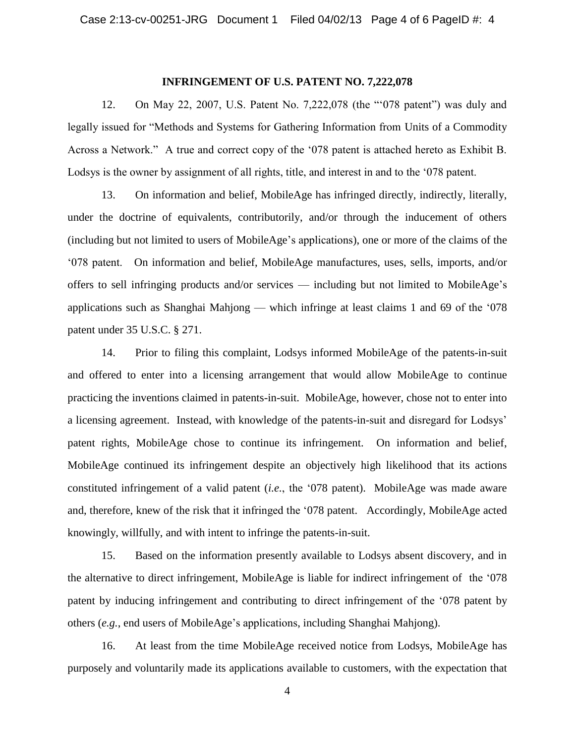**INFRINGEMENT OF U.S. PATENT NO. 7,222,078**

12. On May 22, 2007, U.S. Patent No. 7,222,078 (the "'078 patent") was duly and legally issued for "Methods and Systems for Gathering Information from Units of a Commodity Across a Network." A true and correct copy of the '078 patent is attached hereto as Exhibit B. Lodsys is the owner by assignment of all rights, title, and interest in and to the '078 patent.

13. On information and belief, MobileAge has infringed directly, indirectly, literally, under the doctrine of equivalents, contributorily, and/or through the inducement of others (including but not limited to users of MobileAge's applications), one or more of the claims of the '078 patent. On information and belief, MobileAge manufactures, uses, sells, imports, and/or offers to sell infringing products and/or services — including but not limited to MobileAge's applications such as Shanghai Mahjong — which infringe at least claims 1 and 69 of the '078 patent under 35 U.S.C. § 271.

14. Prior to filing this complaint, Lodsys informed MobileAge of the patents-in-suit and offered to enter into a licensing arrangement that would allow MobileAge to continue practicing the inventions claimed in patents-in-suit. MobileAge, however, chose not to enter into a licensing agreement. Instead, with knowledge of the patents-in-suit and disregard for Lodsys' patent rights, MobileAge chose to continue its infringement. On information and belief, MobileAge continued its infringement despite an objectively high likelihood that its actions constituted infringement of a valid patent (*i.e.*, the '078 patent). MobileAge was made aware and, therefore, knew of the risk that it infringed the '078 patent. Accordingly, MobileAge acted knowingly, willfully, and with intent to infringe the patents-in-suit.

15. Based on the information presently available to Lodsys absent discovery, and in the alternative to direct infringement, MobileAge is liable for indirect infringement of the '078 patent by inducing infringement and contributing to direct infringement of the '078 patent by others (*e.g.*, end users of MobileAge's applications, including Shanghai Mahjong).

16. At least from the time MobileAge received notice from Lodsys, MobileAge has purposely and voluntarily made its applications available to customers, with the expectation that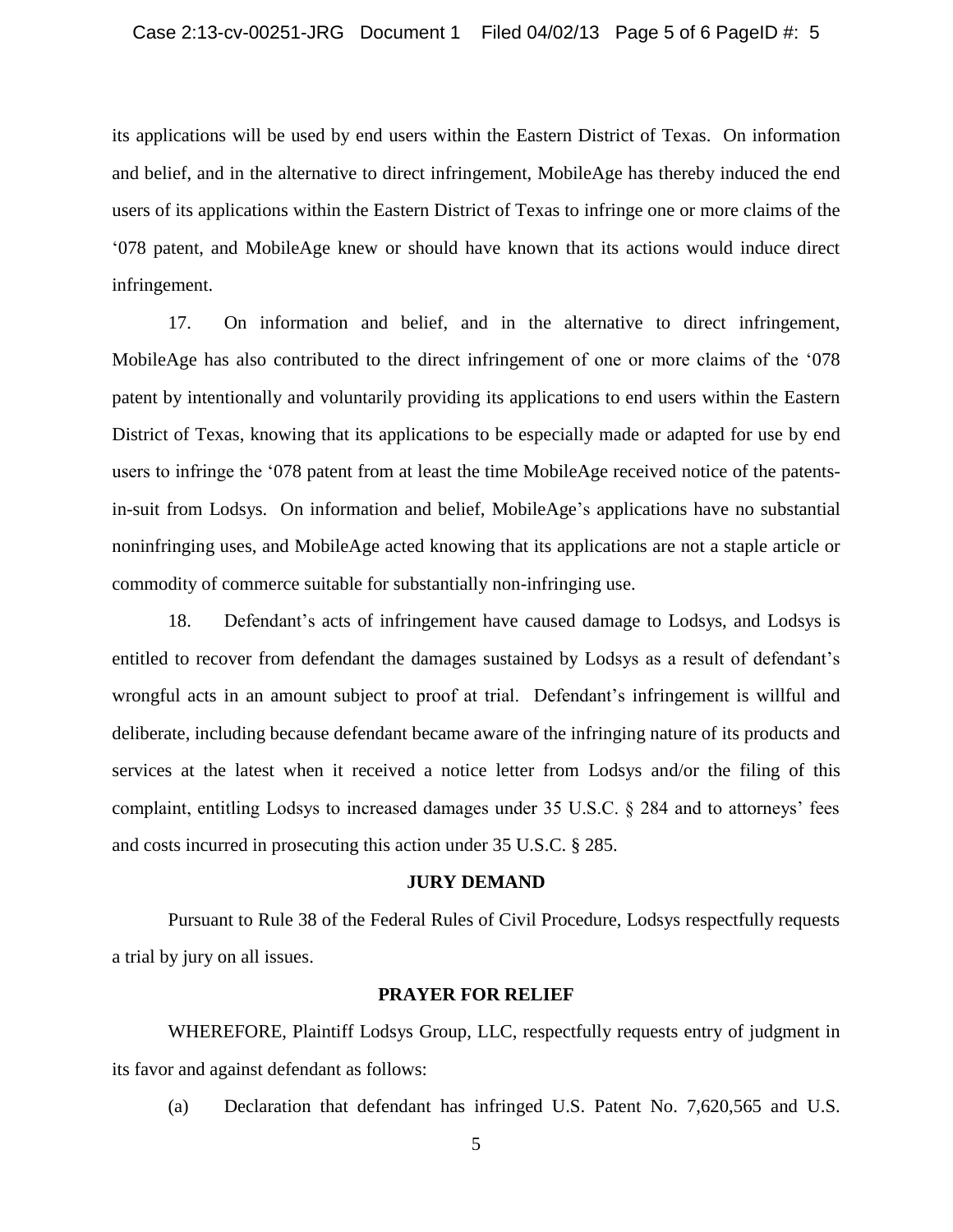its applications will be used by end users within the Eastern District of Texas. On information and belief, and in the alternative to direct infringement, MobileAge has thereby induced the end users of its applications within the Eastern District of Texas to infringe one or more claims of the '078 patent, and MobileAge knew or should have known that its actions would induce direct infringement.

17. On information and belief, and in the alternative to direct infringement, MobileAge has also contributed to the direct infringement of one or more claims of the '078 patent by intentionally and voluntarily providing its applications to end users within the Eastern District of Texas, knowing that its applications to be especially made or adapted for use by end users to infringe the '078 patent from at least the time MobileAge received notice of the patents-in-suit from Lodsys. On information and belief, MobileAge's applications have no substantial noninfringing uses, and MobileAge acted knowing that its applications are not a staple article or commodity of commerce suitable for substantially non-infringing use.

18. Defendant's acts of infringement have caused damage to Lodsys, and Lodsys is entitled to recover from defendant the damages sustained by Lodsys as a result of defendant's wrongful acts in an amount subject to proof at trial. Defendant's infringement is willful and deliberate, including because defendant became aware of the infringing nature of its products and services at the latest when it received a notice letter from Lodsys and/or the filing of this complaint, entitling Lodsys to increased damages under 35 U.S.C. § 284 and to attorneys' fees and costs incurred in prosecuting this action under 35 U.S.C. § 285.

## JURY DEMAND

Pursuant to Rule 38 of the Federal Rules of Civil Procedure, Lodsys respectfully requests a trial by jury on all issues.

## PRAYER FOR RELIEF

WHEREFORE, Plaintiff Lodsys Group, LLC, respectfully requests entry of judgment in its favor and against defendant as follows:

(a) Declaration that defendant has infringed U.S. Patent No. 7,620,565 and U.S.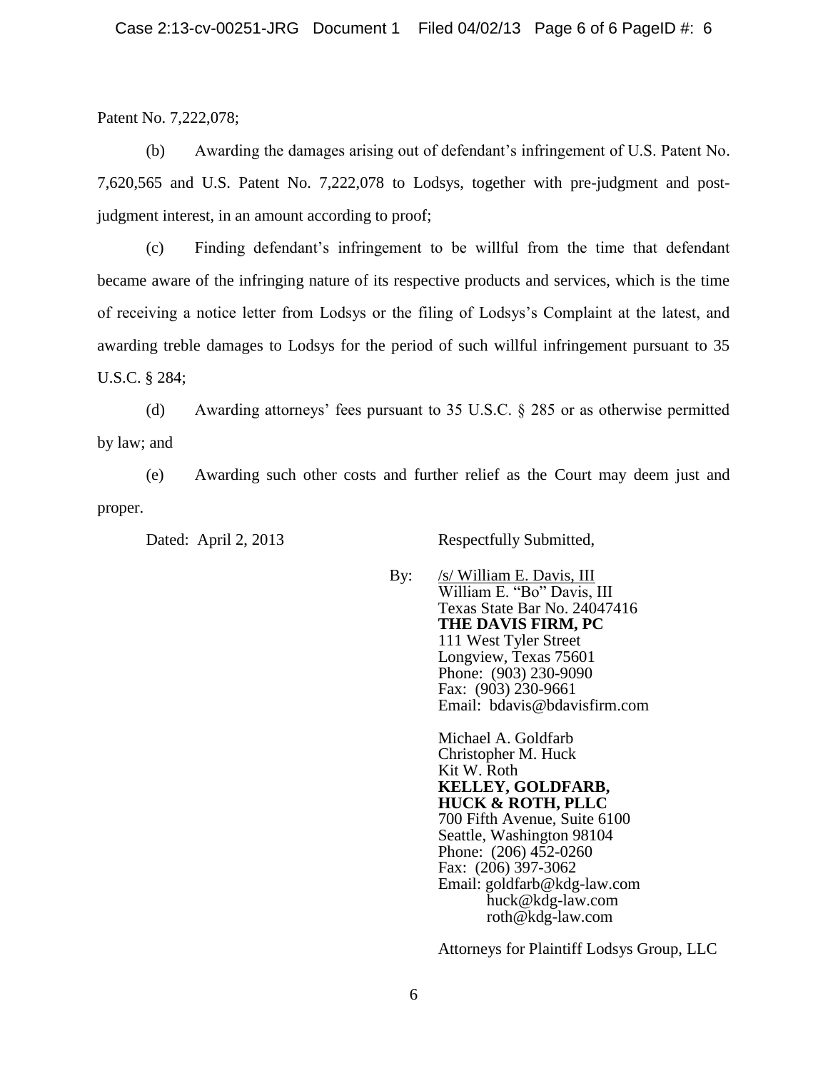Patent No. 7,222,078;

(b) Awarding the damages arising out of defendant's infringement of U.S. Patent No. 7,620,565 and U.S. Patent No. 7,222,078 to Lodsys, together with pre-judgment and post-judgment interest, in an amount according to proof;

(c) Finding defendant's infringement to be willful from the time that defendant became aware of the infringing nature of its respective products and services, which is the time of receiving a notice letter from Lodsys or the filing of Lodsys's Complaint at the latest, and awarding treble damages to Lodsys for the period of such willful infringement pursuant to 35 U.S.C. § 284;

(d) Awarding attorneys' fees pursuant to 35 U.S.C. § 285 or as otherwise permitted by law; and

(e) Awarding such other costs and further relief as the Court may deem just and proper.

Dated: April 2, 2013

Respectfully Submitted,

By: /s/ William E. Davis, III
William E. "Bo" Davis, III
Texas State Bar No. 24047416
**THE DAVIS FIRM, PC**
111 West Tyler Street
Longview, Texas 75601
Phone: (903) 230-9090
Fax: (903) 230-9661
Email: bdavis@bdavisfirm.com

Michael A. Goldfarb
Christopher M. Huck
Kit W. Roth
**KELLEY, GOLDFARB, HUCK & ROTH, PLLC**
700 Fifth Avenue, Suite 6100
Seattle, Washington 98104
Phone: (206) 452-0260
Fax: (206) 397-3062
Email: goldfarb@kdg-law.com
huck@kdg-law.com
roth@kdg-law.com

Attorneys for Plaintiff Lodsys Group, LLC